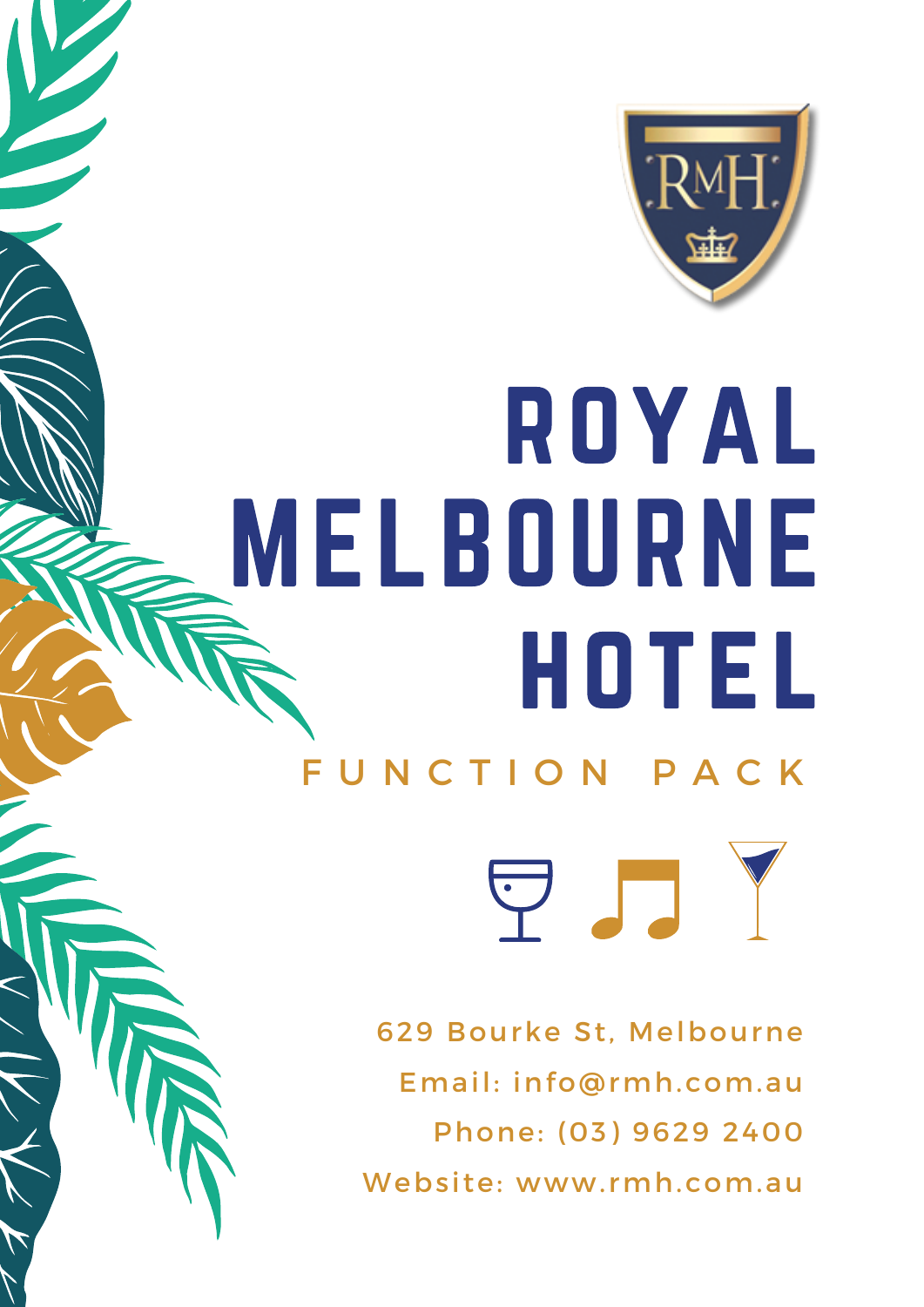RMH

# ROYAL MELBOURNE HOTEL

## FUNCTION PACK

629 Bourke St, Melbourne

Email: info@rmh.com.au

Phone: (03) 9629 2400

Website: www.rmh.com.au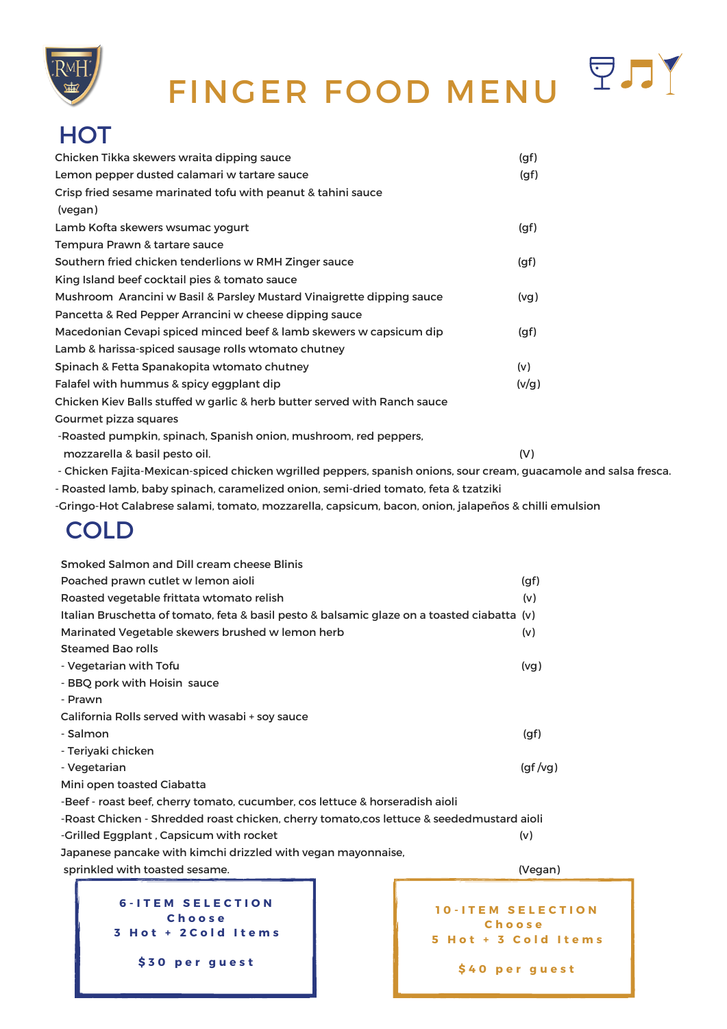# FINGER FOOD MENU

## HOT

Chicken Tikka skewers wraita dipping sauce (gf)
Lemon pepper dusted calamari w tartare sauce (gf)
Crisp fried sesame marinated tofu with peanut & tahini sauce (vegan)
Lamb Kofta skewers wsumac yogurt (gf)
Tempura Prawn & tartare sauce
Southern fried chicken tenderlions w RMH Zinger sauce (gf)
King Island beef cocktail pies & tomato sauce
Mushroom Arancini w Basil & Parsley Mustard Vinaigrette dipping sauce (vg)
Pancetta & Red Pepper Arrancini w cheese dipping sauce
Macedonian Cevapi spiced minced beef & lamb skewers w capsicum dip (gf)
Lamb & harissa-spiced sausage rolls wtomato chutney
Spinach & Fetta Spanakopita wtomato chutney (v)
Falafel with hummus & spicy eggplant dip (v/g)
Chicken Kiev Balls stuffed w garlic & herb butter served with Ranch sauce
Gourmet pizza squares

- Roasted pumpkin, spinach, Spanish onion, mushroom, red peppers, mozzarella & basil pesto oil. (V)
- Chicken Fajita-Mexican-spiced chicken wgrilled peppers, spanish onions, sour cream, guacamole and salsa fresca.
- Roasted lamb, baby spinach, caramelized onion, semi-dried tomato, feta & tzatziki
- Gringo-Hot Calabrese salami, tomato, mozzarella, capsicum, bacon, onion, jalapeños & chilli emulsion

## COLD

Smoked Salmon and Dill cream cheese Blinis
Poached prawn cutlet w lemon aioli (gf)
Roasted vegetable frittata wtomato relish (v)
Italian Bruschetta of tomato, feta & basil pesto & balsamic glaze on a toasted ciabatta (v)
Marinated Vegetable skewers brushed w lemon herb (v)
Steamed Bao rolls

- Vegetarian with Tofu (vg)
- BBQ pork with Hoisin sauce
- Prawn

California Rolls served with wasabi + soy sauce

- Salmon (gf)
- Teriyaki chicken
- Vegetarian (gf /vg)

Mini open toasted Ciabatta

- Beef - roast beef, cherry tomato, cucumber, cos lettuce & horseradish aioli
- Roast Chicken - Shredded roast chicken, cherry tomato,cos lettuce & seededmustard aioli
- Grilled Eggplant , Capsicum with rocket (v)

Japanese pancake with kimchi drizzled with vegan mayonnaise, sprinkled with toasted sesame. (Vegan)

**6-ITEM SELECTION**
**Choose**
**3 Hot + 2Cold Items**

**$30 per guest**

**10-ITEM SELECTION**
**Choose**
**5 Hot + 3 Cold Items**

**$40 per guest**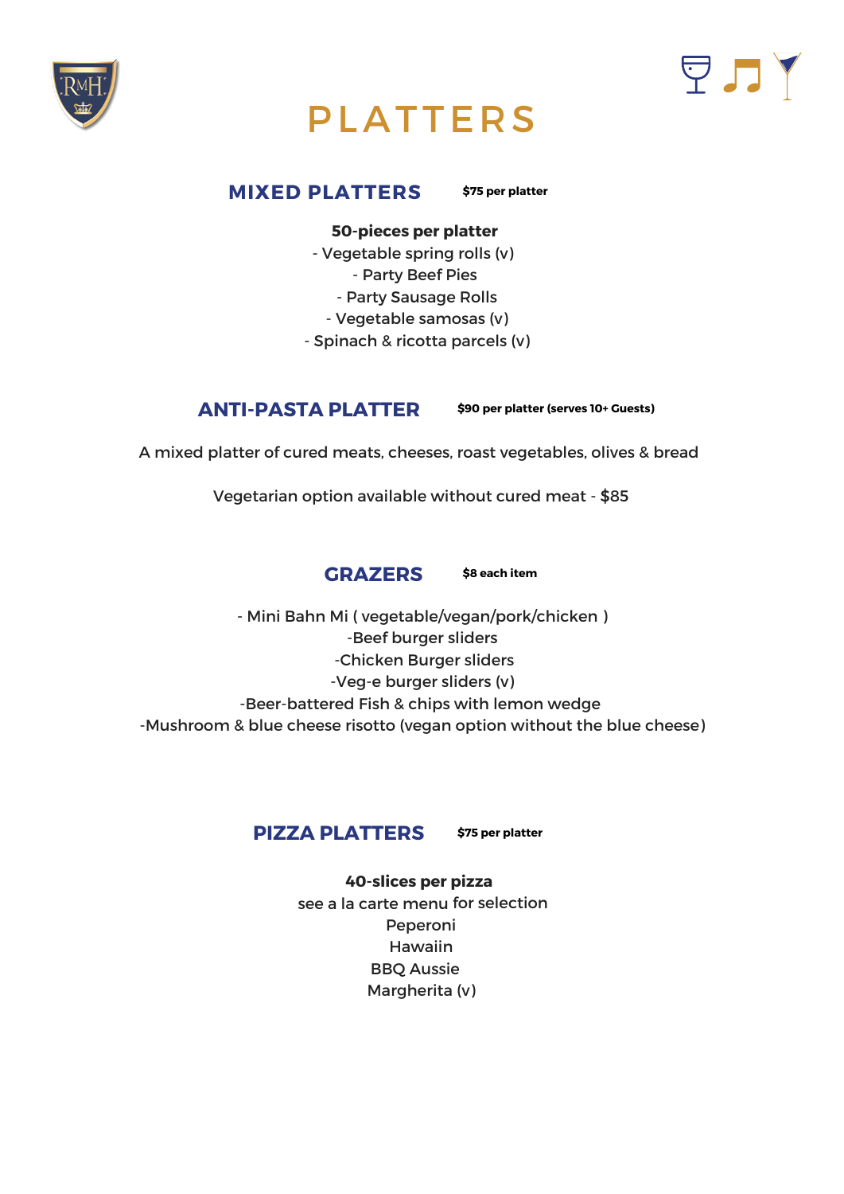# PLATTERS

## MIXED PLATTERS

**$75 per platter**

**50-pieces per platter**

- Vegetable spring rolls (v)
- Party Beef Pies
- Party Sausage Rolls
- Vegetable samosas (v)
- Spinach & ricotta parcels (v)

## ANTI-PASTA PLATTER

**$90 per platter (serves 10+ Guests)**

A mixed platter of cured meats, cheeses, roast vegetables, olives & bread

Vegetarian option available without cured meat - $85

## GRAZERS

**$8 each item**

- Mini Bahn Mi ( vegetable/vegan/pork/chicken )
- Beef burger sliders
- Chicken Burger sliders
- Veg-e burger sliders (v)
- Beer-battered Fish & chips with lemon wedge
- Mushroom & blue cheese risotto (vegan option without the blue cheese)

## PIZZA PLATTERS

**$75 per platter**

**40-slices per pizza**

see a la carte menu for selection

Peperoni

Hawaiin

BBQ Aussie

Margherita (v)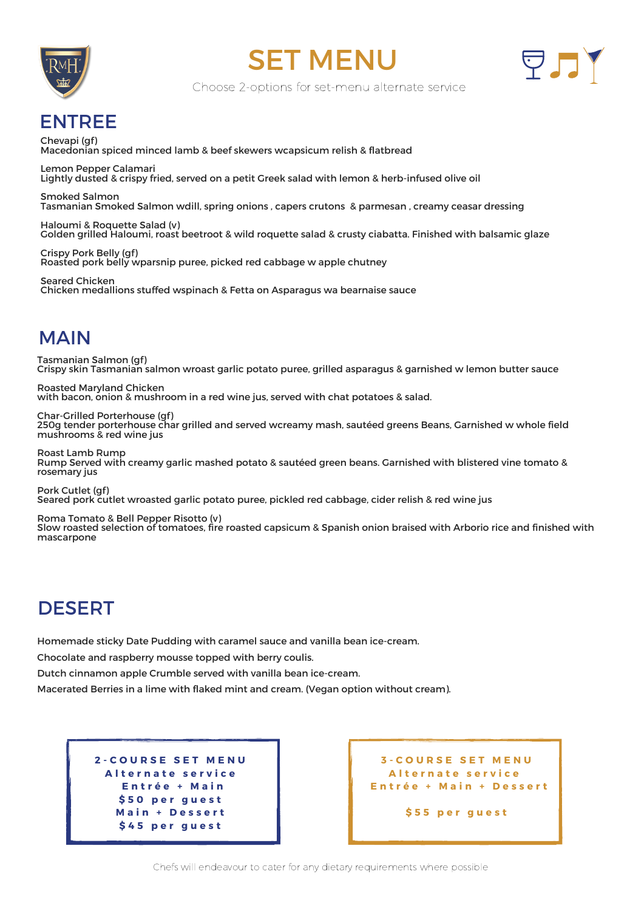# SET MENU

Choose 2-options for set-menu alternate service

## ENTREE

Chevapi (gf)
Macedonian spiced minced lamb & beef skewers wcapsicum relish & flatbread

Lemon Pepper Calamari
Lightly dusted & crispy fried, served on a petit Greek salad with lemon & herb-infused olive oil

Smoked Salmon
Tasmanian Smoked Salmon wdill, spring onions , capers crutons & parmesan , creamy ceasar dressing

Haloumi & Roquette Salad (v)
Golden grilled Haloumi, roast beetroot & wild roquette salad & crusty ciabatta. Finished with balsamic glaze

Crispy Pork Belly (gf)
Roasted pork belly wparsnip puree, picked red cabbage w apple chutney

Seared Chicken
Chicken medallions stuffed wspinach & Fetta on Asparagus wa bearnaise sauce

## MAIN

Tasmanian Salmon (gf)
Crispy skin Tasmanian salmon wroast garlic potato puree, grilled asparagus & garnished w lemon butter sauce

Roasted Maryland Chicken
with bacon, onion & mushroom in a red wine jus, served with chat potatoes & salad.

Char-Grilled Porterhouse (gf)
250g tender porterhouse char grilled and served wcreamy mash, sautéed greens Beans, Garnished w whole field mushrooms & red wine jus

Roast Lamb Rump
Rump Served with creamy garlic mashed potato & sautéed green beans. Garnished with blistered vine tomato & rosemary jus

Pork Cutlet (gf)
Seared pork cutlet wroasted garlic potato puree, pickled red cabbage, cider relish & red wine jus

Roma Tomato & Bell Pepper Risotto (v)
Slow roasted selection of tomatoes, fire roasted capsicum & Spanish onion braised with Arborio rice and finished with mascarpone

## DESERT

Homemade sticky Date Pudding with caramel sauce and vanilla bean ice-cream.

Chocolate and raspberry mousse topped with berry coulis.

Dutch cinnamon apple Crumble served with vanilla bean ice-cream.

Macerated Berries in a lime with flaked mint and cream. (Vegan option without cream).

**2-COURSE SET MENU**
**Alternate service**
**Entrée + Main**
**$50 per guest**
**Main + Dessert**
**$45 per guest**

**3-COURSE SET MENU**
**Alternate service**
**Entrée + Main + Dessert**

**$55 per guest**

Chefs will endeavour to cater for any dietary requirements where possible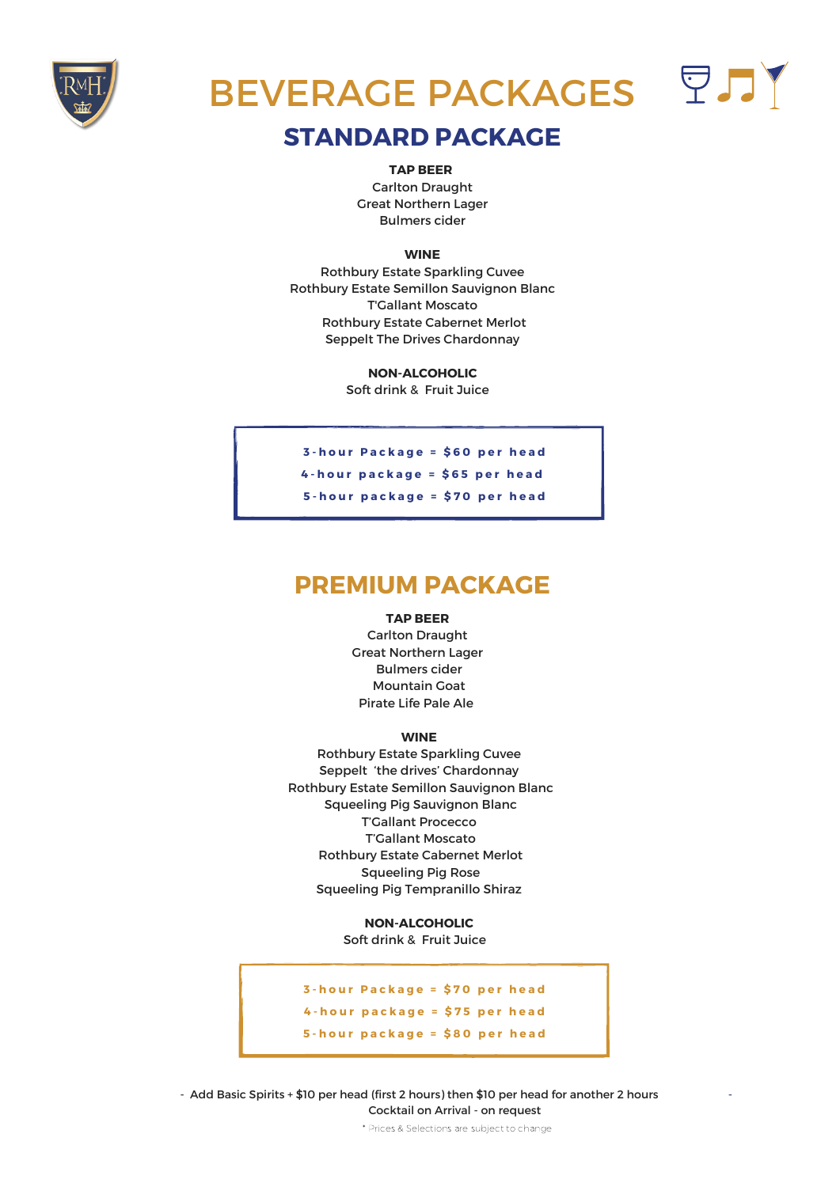# BEVERAGE PACKAGES

## STANDARD PACKAGE

**TAP BEER**
Carlton Draught
Great Northern Lager
Bulmers cider

**WINE**
Rothbury Estate Sparkling Cuvee
Rothbury Estate Semillon Sauvignon Blanc
T'Gallant Moscato
Rothbury Estate Cabernet Merlot
Seppelt The Drives Chardonnay

**NON-ALCOHOLIC**
Soft drink & Fruit Juice

**3-hour Package = $60 per head**
**4-hour package = $65 per head**
**5-hour package = $70 per head**

## PREMIUM PACKAGE

**TAP BEER**
Carlton Draught
Great Northern Lager
Bulmers cider
Mountain Goat
Pirate Life Pale Ale

**WINE**
Rothbury Estate Sparkling Cuvee
Seppelt 'the drives' Chardonnay
Rothbury Estate Semillon Sauvignon Blanc
Squeeling Pig Sauvignon Blanc
T'Gallant Procecco
T'Gallant Moscato
Rothbury Estate Cabernet Merlot
Squeeling Pig Rose
Squeeling Pig Tempranillo Shiraz

**NON-ALCOHOLIC**
Soft drink & Fruit Juice

**3-hour Package = $70 per head**
**4-hour package = $75 per head**
**5-hour package = $80 per head**

- Add Basic Spirits + $10 per head (first 2 hours) then $10 per head for another 2 hours -
Cocktail on Arrival - on request

* Prices & Selections are subject to change